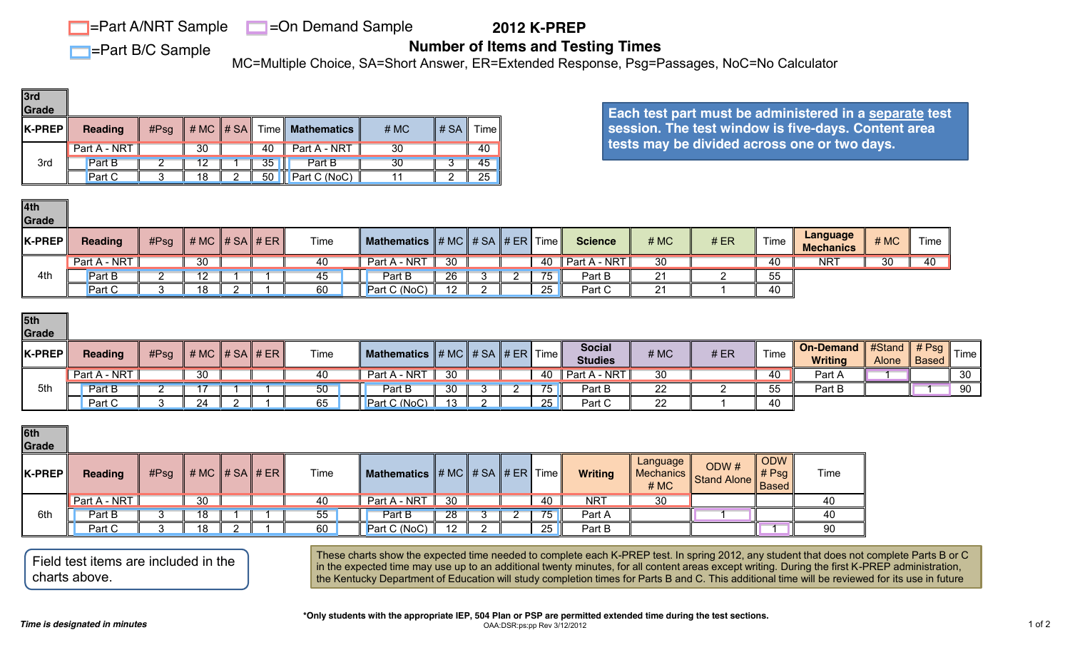=Part A/NRT Sample =On Demand Sample

=Part B/C Sample

# 2012 K-PREP

## Number of Items and Testing Times

MC=Multiple Choice, SA=Short Answer, ER=Extended Response, Psg=Passages, NoC=No Calculator

**Each test part must be administered in a separate test session. The test window is five-days. Content area tests may be divided across one or two days.**

### 3rd Grade

| K-PREP | Reading | #Psg | # MC | # SA | Time | Mathematics | # MC | # SA | Time |
|---|---|---|---|---|---|---|---|---|---|
| 3rd | Part A - NRT | | 30 | | 40 | Part A - NRT | 30 | | 40 |
| | Part B | 2 | 12 | 1 | 35 | Part B | 30 | 3 | 45 |
| | Part C | 3 | 18 | 2 | 50 | Part C (NoC) | 11 | 2 | 25 |

### 4th Grade

| K-PREP | Reading | #Psg | # MC | # SA | # ER | Time | Mathematics | # MC | # SA | # ER | Time | Science | # MC | # ER | Time | Language Mechanics | # MC | Time |
|---|---|---|---|---|---|---|---|---|---|---|---|---|---|---|---|---|---|---|
| 4th | Part A - NRT | | 30 | | | 40 | Part A - NRT | 30 | | | 40 | Part A - NRT | 30 | | 40 | NRT | 30 | 40 |
| | Part B | 2 | 12 | 1 | 1 | 45 | Part B | 26 | 3 | 2 | 75 | Part B | 21 | 2 | 55 | | | |
| | Part C | 3 | 18 | 2 | 1 | 60 | Part C (NoC) | 12 | 2 | | 25 | Part C | 21 | 1 | 40 | | | |

### 5th Grade

| K-PREP | Reading | #Psg | # MC | # SA | # ER | Time | Mathematics | # MC | # SA | # ER | Time | Social Studies | # MC | # ER | Time | On-Demand Writing | #Stand Alone | # Psg Based | Time |
|---|---|---|---|---|---|---|---|---|---|---|---|---|---|---|---|---|---|---|---|
| 5th | Part A - NRT | | 30 | | | 40 | Part A - NRT | 30 | | | 40 | Part A - NRT | 30 | | 40 | Part A | 1 | | 30 |
| | Part B | 2 | 17 | 1 | 1 | 50 | Part B | 30 | 3 | 2 | 75 | Part B | 22 | 2 | 55 | Part B | | 1 | 90 |
| | Part C | 3 | 24 | 2 | 1 | 65 | Part C (NoC) | 13 | 2 | | 25 | Part C | 22 | 1 | 40 | | | | |

### 6th Grade

| K-PREP | Reading | #Psg | # MC | # SA | # ER | Time | Mathematics | # MC | # SA | # ER | Time | Writing | Language Mechanics # MC | ODW # Stand Alone | ODW # Psg Based | Time |
|---|---|---|---|---|---|---|---|---|---|---|---|---|---|---|---|---|
| 6th | Part A - NRT | | 30 | | | 40 | Part A - NRT | 30 | | | 40 | NRT | 30 | | | 40 |
| | Part B | 3 | 18 | 1 | 1 | 55 | Part B | 28 | 3 | 2 | 75 | Part A | | 1 | | 40 |
| | Part C | 3 | 18 | 2 | 1 | 60 | Part C (NoC) | 12 | 2 | | 25 | Part B | | | 1 | 90 |

Field test items are included in the charts above.

These charts show the expected time needed to complete each K-PREP test. In spring 2012, any student that does not complete Parts B or C in the expected time may use up to an additional twenty minutes, for all content areas except writing. During the first K-PREP administration, the Kentucky Department of Education will study completion times for Parts B and C. This additional time will be reviewed for its use in future

*Time is designated in minutes*

***Only students with the appropriate IEP, 504 Plan or PSP are permitted extended time during the test sections.**

OAA:DSR:ps:pp Rev 3/12/2012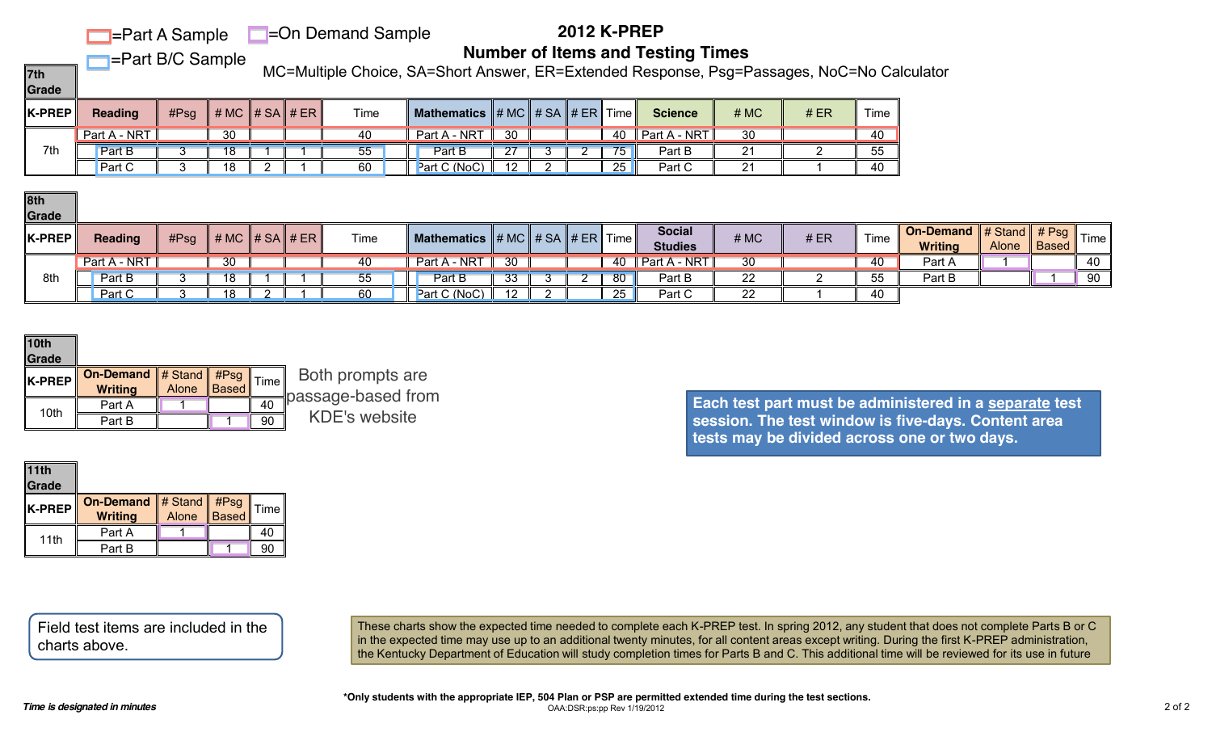# 2012 K-PREP

## Number of Items and Testing Times

=Part A Sample =On Demand Sample =Part B/C Sample

MC=Multiple Choice, SA=Short Answer, ER=Extended Response, Psg=Passages, NoC=No Calculator

### 7th Grade

| K-PREP | Reading | #Psg | # MC | # SA | # ER | Time | Mathematics | # MC | # SA | # ER | Time | Science | # MC | # ER | Time |
|---|---|---|---|---|---|---|---|---|---|---|---|---|---|---|---|
| 7th | Part A - NRT | | 30 | | | 40 | Part A - NRT | 30 | | | 40 | Part A - NRT | 30 | | 40 |
| | Part B | 3 | 18 | 1 | 1 | 55 | Part B | 27 | 3 | 2 | 75 | Part B | 21 | 2 | 55 |
| | Part C | 3 | 18 | 2 | 1 | 60 | Part C (NoC) | 12 | 2 | | 25 | Part C | 21 | 1 | 40 |

### 8th Grade

| K-PREP | Reading | #Psg | # MC | # SA | # ER | Time | Mathematics | # MC | # SA | # ER | Time | Social Studies | # MC | # ER | Time | On-Demand Writing | # Stand Alone | # Psg Based | Time |
|---|---|---|---|---|---|---|---|---|---|---|---|---|---|---|---|---|---|---|---|
| 8th | Part A - NRT | | 30 | | | 40 | Part A - NRT | 30 | | | 40 | Part A - NRT | 30 | | 40 | Part A | 1 | | 40 |
| | Part B | 3 | 18 | 1 | 1 | 55 | Part B | 33 | 3 | 2 | 80 | Part B | 22 | 2 | 55 | Part B | | 1 | 90 |
| | Part C | 3 | 18 | 2 | 1 | 60 | Part C (NoC) | 12 | 2 | | 25 | Part C | 22 | 1 | 40 | | | | |

### 10th Grade

| K-PREP | On-Demand Writing | # Stand Alone | #Psg Based | Time |
|---|---|---|---|---|
| 10th | Part A | 1 | | 40 |
| | Part B | | 1 | 90 |

Both prompts are passage-based from KDE's website

### 11th Grade

| K-PREP | On-Demand Writing | # Stand Alone | #Psg Based | Time |
|---|---|---|---|---|
| 11th | Part A | 1 | | 40 |
| | Part B | | 1 | 90 |

**Each test part must be administered in a separate test session. The test window is five-days. Content area tests may be divided across one or two days.**

Field test items are included in the charts above.

These charts show the expected time needed to complete each K-PREP test. In spring 2012, any student that does not complete Parts B or C in the expected time may use up to an additional twenty minutes, for all content areas except writing. During the first K-PREP administration, the Kentucky Department of Education will study completion times for Parts B and C. This additional time will be reviewed for its use in future

*Time is designated in minutes*

**\*Only students with the appropriate IEP, 504 Plan or PSP are permitted extended time during the test sections.**

OAA:DSR:ps:pp Rev 1/19/2012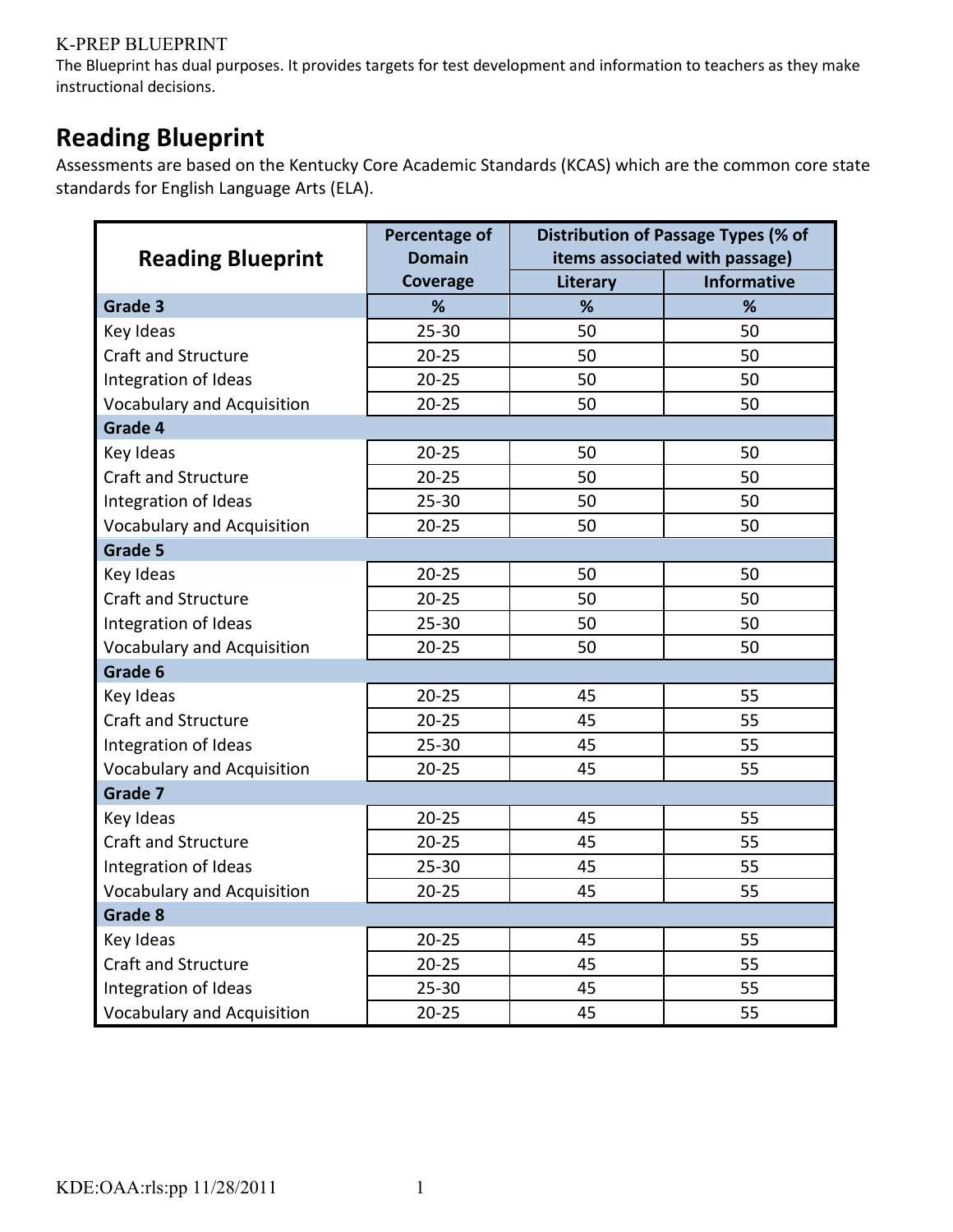K-PREP BLUEPRINT

The Blueprint has dual purposes. It provides targets for test development and information to teachers as they make instructional decisions.

## Reading Blueprint

Assessments are based on the Kentucky Core Academic Standards (KCAS) which are the common core state standards for English Language Arts (ELA).

| Reading Blueprint | Percentage of Domain Coverage | Distribution of Passage Types (% of items associated with passage) | |
|---|---|---|---|
| | | Literary | Informative |
| **Grade 3** | **%** | **%** | **%** |
| Key Ideas | 25-30 | 50 | 50 |
| Craft and Structure | 20-25 | 50 | 50 |
| Integration of Ideas | 20-25 | 50 | 50 |
| Vocabulary and Acquisition | 20-25 | 50 | 50 |
| **Grade 4** | | | |
| Key Ideas | 20-25 | 50 | 50 |
| Craft and Structure | 20-25 | 50 | 50 |
| Integration of Ideas | 25-30 | 50 | 50 |
| Vocabulary and Acquisition | 20-25 | 50 | 50 |
| **Grade 5** | | | |
| Key Ideas | 20-25 | 50 | 50 |
| Craft and Structure | 20-25 | 50 | 50 |
| Integration of Ideas | 25-30 | 50 | 50 |
| Vocabulary and Acquisition | 20-25 | 50 | 50 |
| **Grade 6** | | | |
| Key Ideas | 20-25 | 45 | 55 |
| Craft and Structure | 20-25 | 45 | 55 |
| Integration of Ideas | 25-30 | 45 | 55 |
| Vocabulary and Acquisition | 20-25 | 45 | 55 |
| **Grade 7** | | | |
| Key Ideas | 20-25 | 45 | 55 |
| Craft and Structure | 20-25 | 45 | 55 |
| Integration of Ideas | 25-30 | 45 | 55 |
| Vocabulary and Acquisition | 20-25 | 45 | 55 |
| **Grade 8** | | | |
| Key Ideas | 20-25 | 45 | 55 |
| Craft and Structure | 20-25 | 45 | 55 |
| Integration of Ideas | 25-30 | 45 | 55 |
| Vocabulary and Acquisition | 20-25 | 45 | 55 |

KDE:OAA:rls:pp 11/28/2011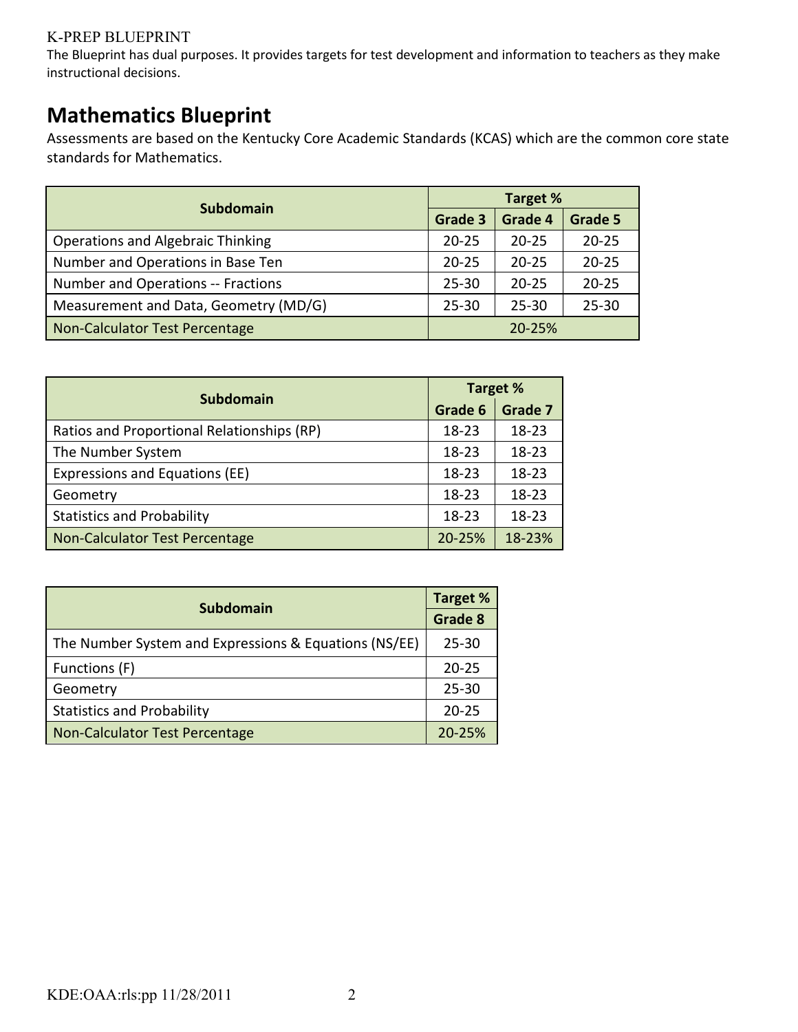K-PREP BLUEPRINT

The Blueprint has dual purposes. It provides targets for test development and information to teachers as they make instructional decisions.

## Mathematics Blueprint

Assessments are based on the Kentucky Core Academic Standards (KCAS) which are the common core state standards for Mathematics.

| Subdomain | Target % | | |
|---|---|---|---|
| | Grade 3 | Grade 4 | Grade 5 |
| Operations and Algebraic Thinking | 20-25 | 20-25 | 20-25 |
| Number and Operations in Base Ten | 20-25 | 20-25 | 20-25 |
| Number and Operations -- Fractions | 25-30 | 20-25 | 20-25 |
| Measurement and Data, Geometry (MD/G) | 25-30 | 25-30 | 25-30 |
| Non-Calculator Test Percentage | 20-25% | | |

| Subdomain | Target % | |
|---|---|---|
| | Grade 6 | Grade 7 |
| Ratios and Proportional Relationships (RP) | 18-23 | 18-23 |
| The Number System | 18-23 | 18-23 |
| Expressions and Equations (EE) | 18-23 | 18-23 |
| Geometry | 18-23 | 18-23 |
| Statistics and Probability | 18-23 | 18-23 |
| Non-Calculator Test Percentage | 20-25% | 18-23% |

| Subdomain | Target % |
|---|---|
| | Grade 8 |
| The Number System and Expressions & Equations (NS/EE) | 25-30 |
| Functions (F) | 20-25 |
| Geometry | 25-30 |
| Statistics and Probability | 20-25 |
| Non-Calculator Test Percentage | 20-25% |

KDE:OAA:rls:pp 11/28/2011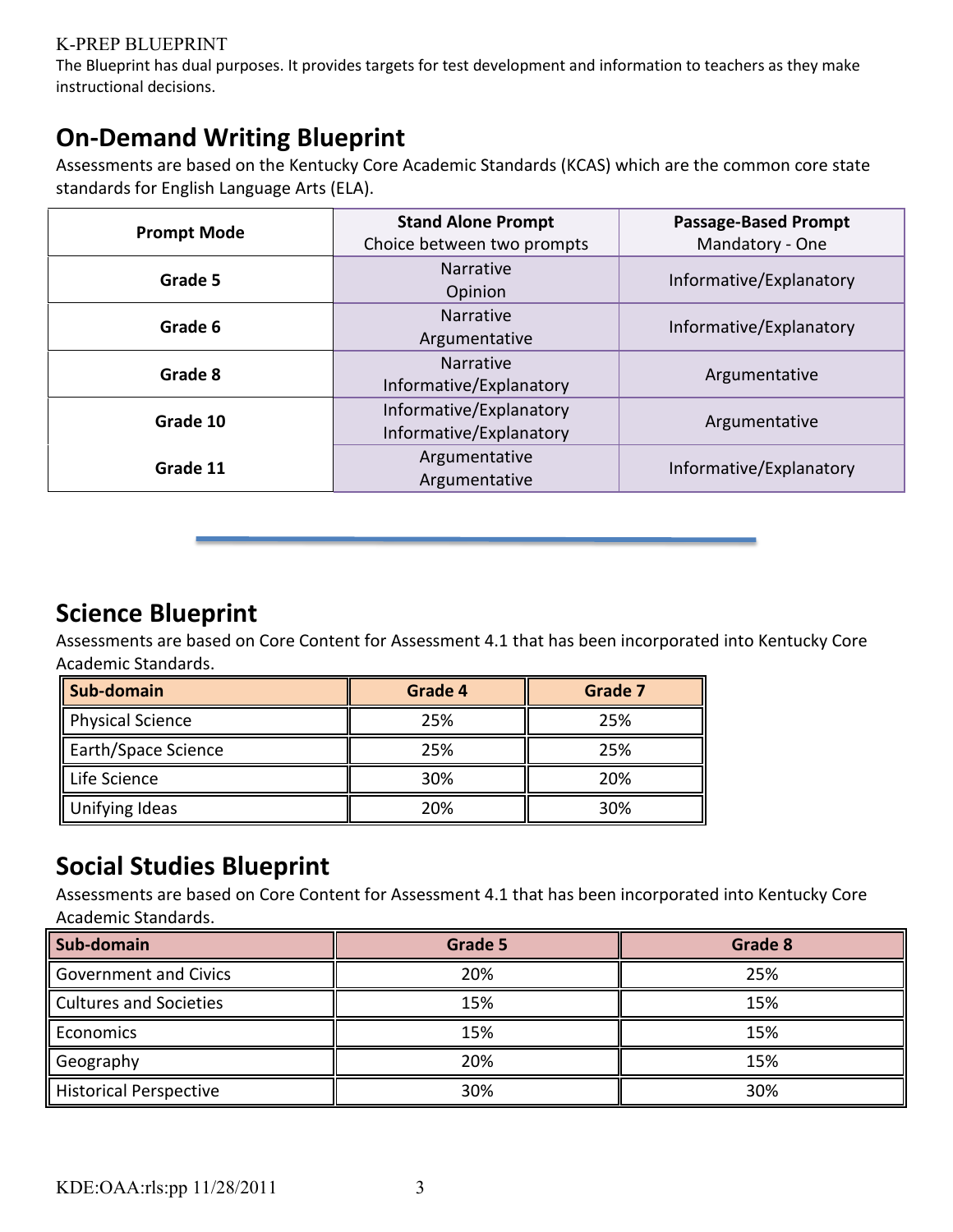K-PREP BLUEPRINT

The Blueprint has dual purposes. It provides targets for test development and information to teachers as they make instructional decisions.

## On-Demand Writing Blueprint

Assessments are based on the Kentucky Core Academic Standards (KCAS) which are the common core state standards for English Language Arts (ELA).

| Prompt Mode | Stand Alone Prompt<br>Choice between two prompts | Passage-Based Prompt<br>Mandatory - One |
|---|---|---|
| Grade 5 | Narrative<br>Opinion | Informative/Explanatory |
| Grade 6 | Narrative<br>Argumentative | Informative/Explanatory |
| Grade 8 | Narrative<br>Informative/Explanatory | Argumentative |
| Grade 10 | Informative/Explanatory<br>Informative/Explanatory | Argumentative |
| Grade 11 | Argumentative<br>Argumentative | Informative/Explanatory |

## Science Blueprint

Assessments are based on Core Content for Assessment 4.1 that has been incorporated into Kentucky Core Academic Standards.

| Sub-domain | Grade 4 | Grade 7 |
|---|---|---|
| Physical Science | 25% | 25% |
| Earth/Space Science | 25% | 25% |
| Life Science | 30% | 20% |
| Unifying Ideas | 20% | 30% |

## Social Studies Blueprint

Assessments are based on Core Content for Assessment 4.1 that has been incorporated into Kentucky Core Academic Standards.

| Sub-domain | Grade 5 | Grade 8 |
|---|---|---|
| Government and Civics | 20% | 25% |
| Cultures and Societies | 15% | 15% |
| Economics | 15% | 15% |
| Geography | 20% | 15% |
| Historical Perspective | 30% | 30% |

KDE:OAA:rls:pp 11/28/2011